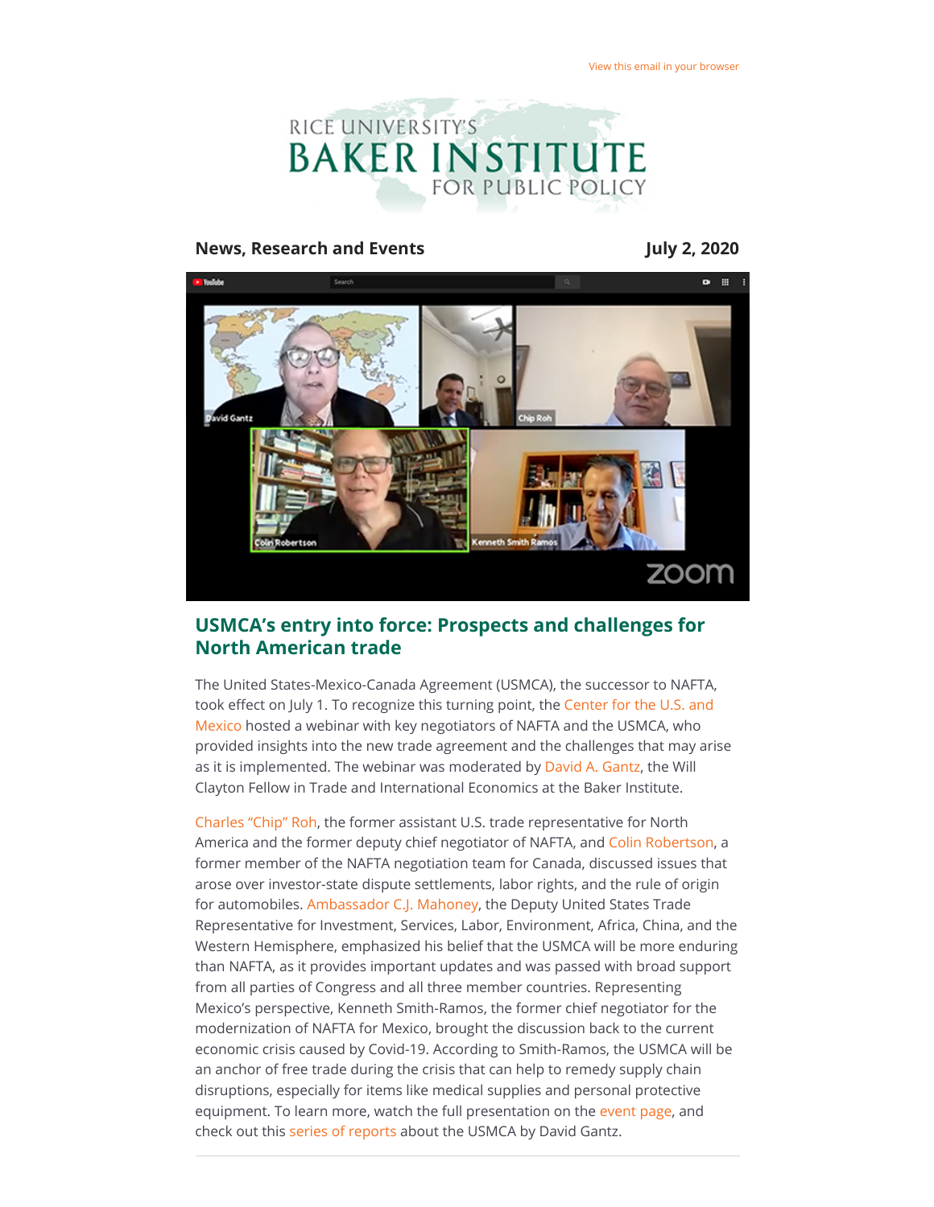View this email in your browser

RICE UNIVERSITY'S
BAKER INSTITUTE
FOR PUBLIC POLICY

**News, Research and Events** **July 2, 2020**

## USMCA's entry into force: Prospects and challenges for North American trade

The United States-Mexico-Canada Agreement (USMCA), the successor to NAFTA, took effect on July 1. To recognize this turning point, the Center for the U.S. and Mexico hosted a webinar with key negotiators of NAFTA and the USMCA, who provided insights into the new trade agreement and the challenges that may arise as it is implemented. The webinar was moderated by David A. Gantz, the Will Clayton Fellow in Trade and International Economics at the Baker Institute.

Charles "Chip" Roh, the former assistant U.S. trade representative for North America and the former deputy chief negotiator of NAFTA, and Colin Robertson, a former member of the NAFTA negotiation team for Canada, discussed issues that arose over investor-state dispute settlements, labor rights, and the rule of origin for automobiles. Ambassador C.J. Mahoney, the Deputy United States Trade Representative for Investment, Services, Labor, Environment, Africa, China, and the Western Hemisphere, emphasized his belief that the USMCA will be more enduring than NAFTA, as it provides important updates and was passed with broad support from all parties of Congress and all three member countries. Representing Mexico's perspective, Kenneth Smith-Ramos, the former chief negotiator for the modernization of NAFTA for Mexico, brought the discussion back to the current economic crisis caused by Covid-19. According to Smith-Ramos, the USMCA will be an anchor of free trade during the crisis that can help to remedy supply chain disruptions, especially for items like medical supplies and personal protective equipment. To learn more, watch the full presentation on the event page, and check out this series of reports about the USMCA by David Gantz.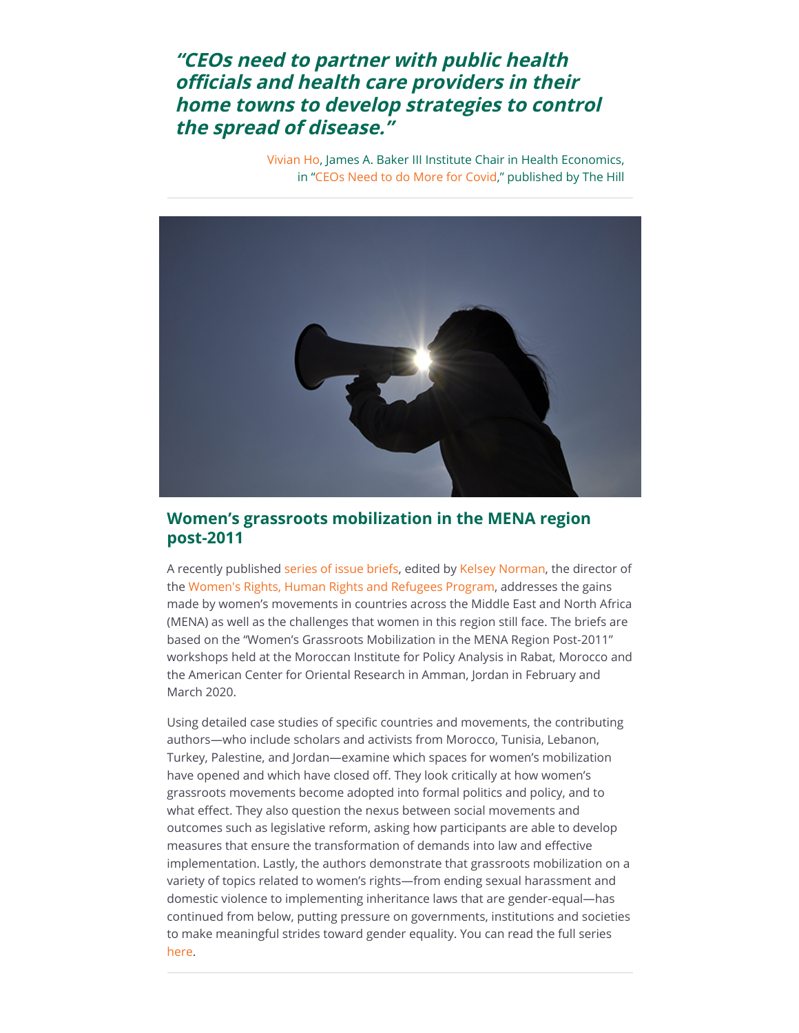***"CEOs need to partner with public health officials and health care providers in their home towns to develop strategies to control the spread of disease."***

Vivian Ho, James A. Baker III Institute Chair in Health Economics, in "CEOs Need to do More for Covid," published by The Hill

---

## Women's grassroots mobilization in the MENA region post-2011

A recently published series of issue briefs, edited by Kelsey Norman, the director of the Women's Rights, Human Rights and Refugees Program, addresses the gains made by women's movements in countries across the Middle East and North Africa (MENA) as well as the challenges that women in this region still face. The briefs are based on the "Women's Grassroots Mobilization in the MENA Region Post-2011" workshops held at the Moroccan Institute for Policy Analysis in Rabat, Morocco and the American Center for Oriental Research in Amman, Jordan in February and March 2020.

Using detailed case studies of specific countries and movements, the contributing authors—who include scholars and activists from Morocco, Tunisia, Lebanon, Turkey, Palestine, and Jordan—examine which spaces for women's mobilization have opened and which have closed off. They look critically at how women's grassroots movements become adopted into formal politics and policy, and to what effect. They also question the nexus between social movements and outcomes such as legislative reform, asking how participants are able to develop measures that ensure the transformation of demands into law and effective implementation. Lastly, the authors demonstrate that grassroots mobilization on a variety of topics related to women's rights—from ending sexual harassment and domestic violence to implementing inheritance laws that are gender-equal—has continued from below, putting pressure on governments, institutions and societies to make meaningful strides toward gender equality. You can read the full series here.

---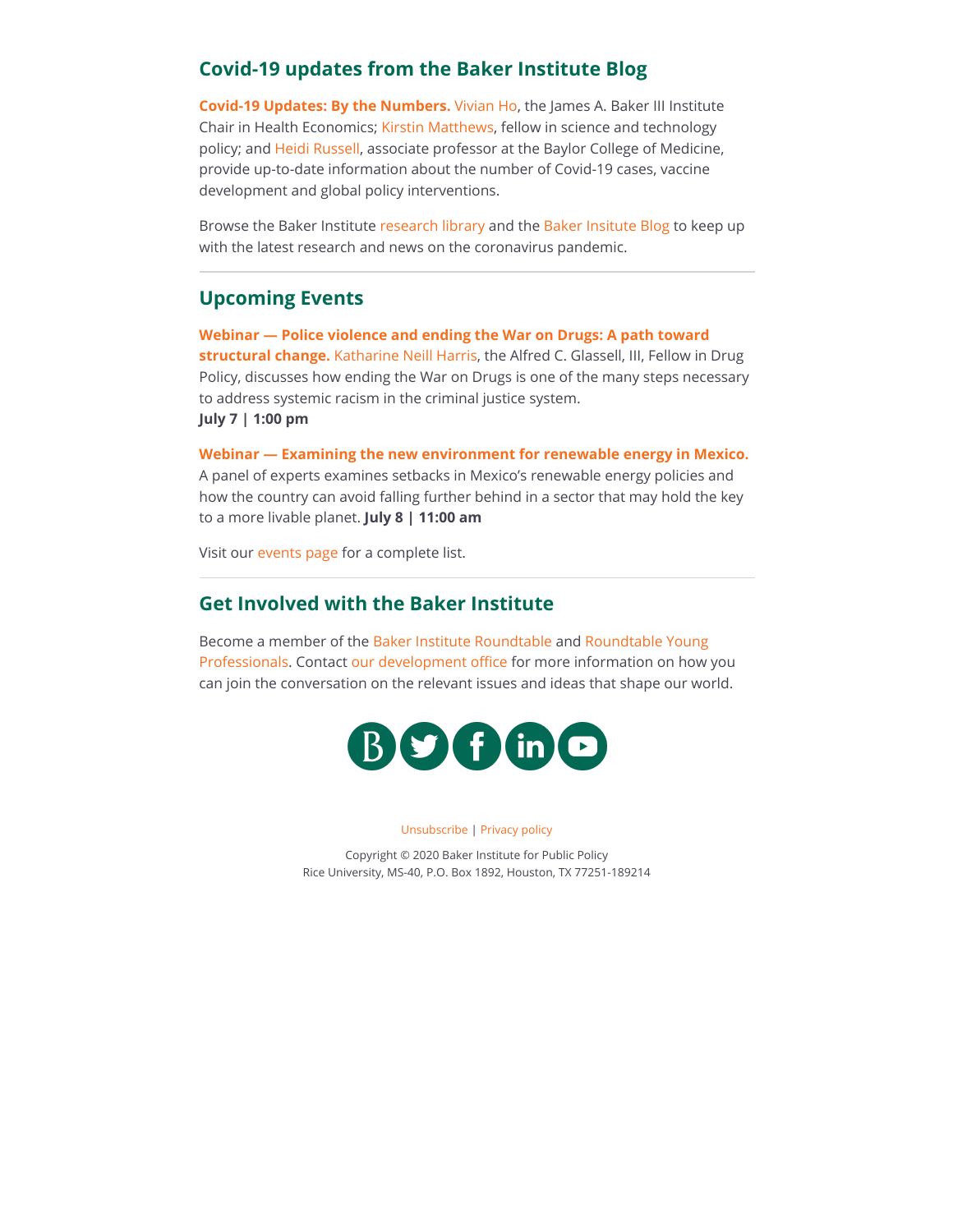## Covid-19 updates from the Baker Institute Blog

**Covid-19 Updates: By the Numbers.** Vivian Ho, the James A. Baker III Institute Chair in Health Economics; Kirstin Matthews, fellow in science and technology policy; and Heidi Russell, associate professor at the Baylor College of Medicine, provide up-to-date information about the number of Covid-19 cases, vaccine development and global policy interventions.

Browse the Baker Institute research library and the Baker Insitute Blog to keep up with the latest research and news on the coronavirus pandemic.

---

## Upcoming Events

**Webinar — Police violence and ending the War on Drugs: A path toward structural change.** Katharine Neill Harris, the Alfred C. Glassell, III, Fellow in Drug Policy, discusses how ending the War on Drugs is one of the many steps necessary to address systemic racism in the criminal justice system.
**July 7 | 1:00 pm**

**Webinar — Examining the new environment for renewable energy in Mexico.** A panel of experts examines setbacks in Mexico's renewable energy policies and how the country can avoid falling further behind in a sector that may hold the key to a more livable planet. **July 8 | 11:00 am**

Visit our events page for a complete list.

---

## Get Involved with the Baker Institute

Become a member of the Baker Institute Roundtable and Roundtable Young Professionals. Contact our development office for more information on how you can join the conversation on the relevant issues and ideas that shape our world.

Unsubscribe | Privacy policy

Copyright © 2020 Baker Institute for Public Policy
Rice University, MS-40, P.O. Box 1892, Houston, TX 77251-189214